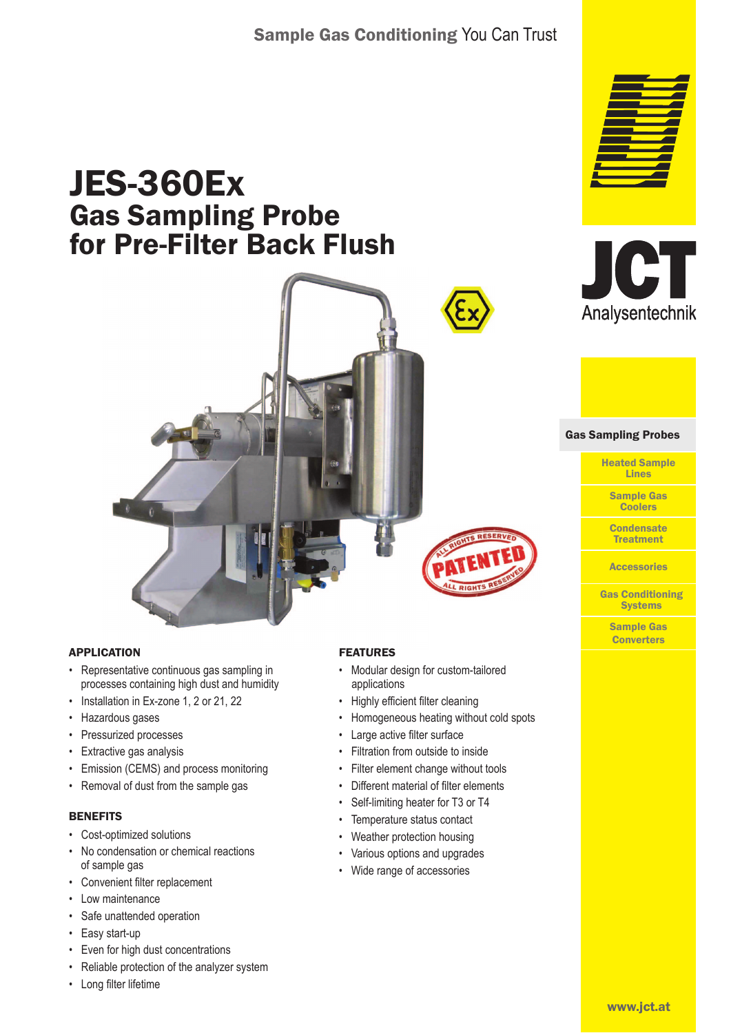Sample Gas Conditioning You Can Trust

# JES-360Ex
## Gas Sampling Probe for Pre-Filter Back Flush

JCT Analysentechnik

- Gas Sampling Probes
- Heated Sample Lines
- Sample Gas Coolers
- Condensate Treatment
- Accessories
- Gas Conditioning Systems
- Sample Gas Converters

### APPLICATION

- Representative continuous gas sampling in processes containing high dust and humidity
- Installation in Ex-zone 1, 2 or 21, 22
- Hazardous gases
- Pressurized processes
- Extractive gas analysis
- Emission (CEMS) and process monitoring
- Removal of dust from the sample gas

### BENEFITS

- Cost-optimized solutions
- No condensation or chemical reactions of sample gas
- Convenient filter replacement
- Low maintenance
- Safe unattended operation
- Easy start-up
- Even for high dust concentrations
- Reliable protection of the analyzer system
- Long filter lifetime

### FEATURES

- Modular design for custom-tailored applications
- Highly efficient filter cleaning
- Homogeneous heating without cold spots
- Large active filter surface
- Filtration from outside to inside
- Filter element change without tools
- Different material of filter elements
- Self-limiting heater for T3 or T4
- Temperature status contact
- Weather protection housing
- Various options and upgrades
- Wide range of accessories

www.jct.at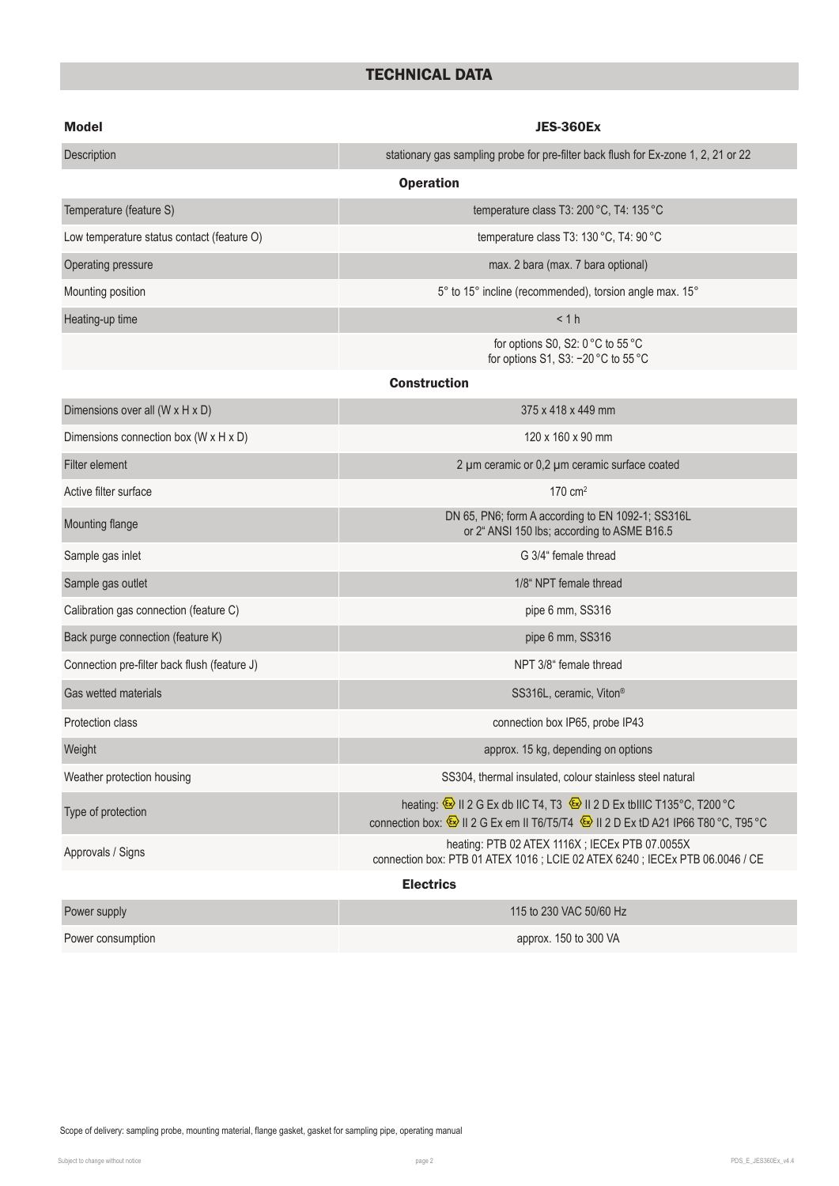## TECHNICAL DATA

| Model | JES-360Ex |
| --- | --- |
| Description | stationary gas sampling probe for pre-filter back flush for Ex-zone 1, 2, 21 or 22 |
| **Operation** | |
| Temperature (feature S) | temperature class T3: 200 °C, T4: 135 °C |
| Low temperature status contact (feature O) | temperature class T3: 130 °C, T4: 90 °C |
| Operating pressure | max. 2 bara (max. 7 bara optional) |
| Mounting position | 5° to 15° incline (recommended), torsion angle max. 15° |
| Heating-up time | < 1 h |
| | for options S0, S2: 0 °C to 55 °C<br>for options S1, S3: −20 °C to 55 °C |
| **Construction** | |
| Dimensions over all (W x H x D) | 375 x 418 x 449 mm |
| Dimensions connection box (W x H x D) | 120 x 160 x 90 mm |
| Filter element | 2 µm ceramic or 0,2 µm ceramic surface coated |
| Active filter surface | 170 cm² |
| Mounting flange | DN 65, PN6; form A according to EN 1092-1; SS316L<br>or 2" ANSI 150 lbs; according to ASME B16.5 |
| Sample gas inlet | G 3/4" female thread |
| Sample gas outlet | 1/8" NPT female thread |
| Calibration gas connection (feature C) | pipe 6 mm, SS316 |
| Back purge connection (feature K) | pipe 6 mm, SS316 |
| Connection pre-filter back flush (feature J) | NPT 3/8" female thread |
| Gas wetted materials | SS316L, ceramic, Viton® |
| Protection class | connection box IP65, probe IP43 |
| Weight | approx. 15 kg, depending on options |
| Weather protection housing | SS304, thermal insulated, colour stainless steel natural |
| Type of protection | heating: Ex II 2 G Ex db IIC T4, T3  Ex II 2 D Ex tbIIIC T135°C, T200 °C<br>connection box: Ex II 2 G Ex em II T6/T5/T4  Ex II 2 D Ex tD A21 IP66 T80 °C, T95 °C |
| Approvals / Signs | heating: PTB 02 ATEX 1116X ; IECEx PTB 07.0055X<br>connection box: PTB 01 ATEX 1016 ; LCIE 02 ATEX 6240 ; IECEx PTB 06.0046 / CE |
| **Electrics** | |
| Power supply | 115 to 230 VAC 50/60 Hz |
| Power consumption | approx. 150 to 300 VA |

Scope of delivery: sampling probe, mounting material, flange gasket, gasket for sampling pipe, operating manual

Subject to change without notice

PDS_E_JES360Ex_v4.4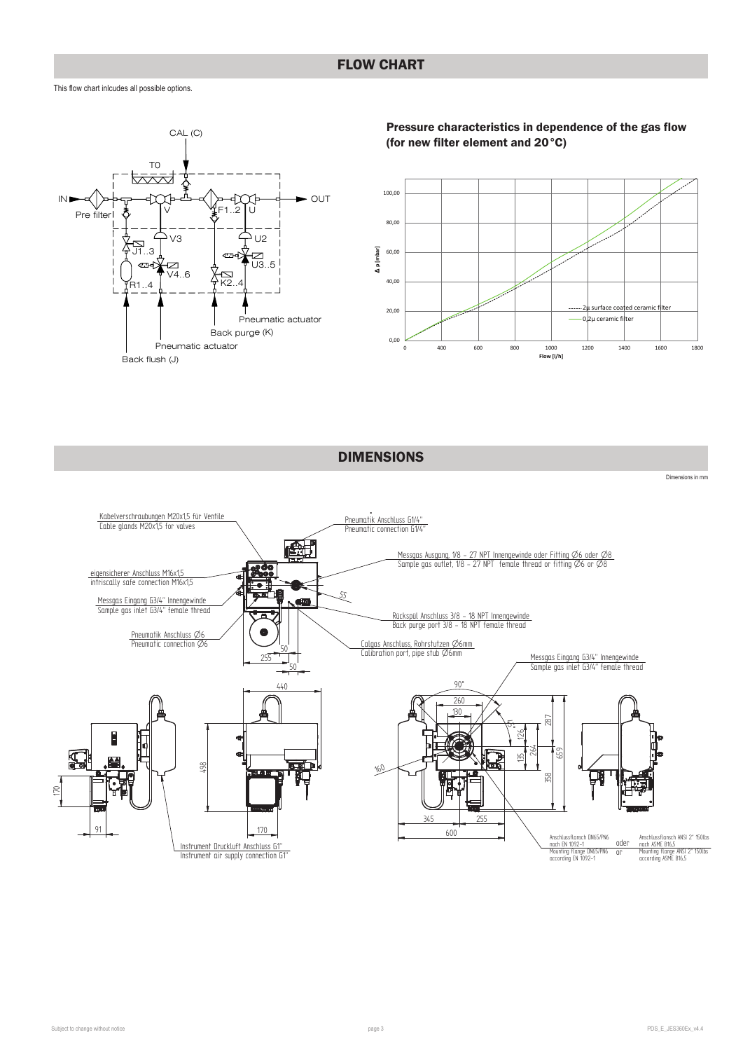## FLOW CHART

This flow chart inlcudes all possible options.

CAL (C)

T0

IN

Pre filter

V

F1..2

U

OUT

V3

U2

J1..3

U3..5

V4..6

R1..4

K2..4

Pneumatic actuator

Back purge (K)

Pneumatic actuator

Back flush (J)

### Pressure characteristics in dependence of the gas flow (for new filter element and 20°C)

Δ p [mbar]

Flow [l/h]

2µ surface coated ceramic filter

0,2µ ceramic filter

## DIMENSIONS

Dimensions in mm

Kabelverschraubungen M20x1,5 für Ventile
Cable glands M20x1,5 for valves

Pneumatik Anschluss G1/4"
Pneumatic connection G1/4"

Messgas Ausgang, 1/8 - 27 NPT Innengewinde oder Fitting Ø6 oder Ø8
Sample gas outlet, 1/8 - 27 NPT female thread or fitting Ø6 or Ø8

eigensicherer Anschluss M16x1,5
intrinsically safe connection M16x1,5

Messgas Eingang G3/4" Innengewinde
Sample gas inlet G3/4" female thread

Rückspül Anschluss 3/8 - 18 NPT Innengewinde
Back purge port 3/8 - 18 NPT female thread

Pneumatik Anschluss Ø6
Pneumatic connection Ø6

Calgas Anschluss, Rohrstutzen Ø6mm
Calibration port, pipe stub Ø6mm

Messgas Eingang G3/4" Innengewinde
Sample gas inlet G3/4" female thread

Instrument Druckluft Anschluss G1"
Instrument air supply connection G1"

Anschlussflansch DN65/PN6 nach EN 1092-1
Mounting flange DN65/PN6 according EN 1092-1

oder
or

Anschlussflansch ANSI 2" 150lbs nach ASME B16,5
Mounting flange ANSI 2" 150lbs according ASME B16,5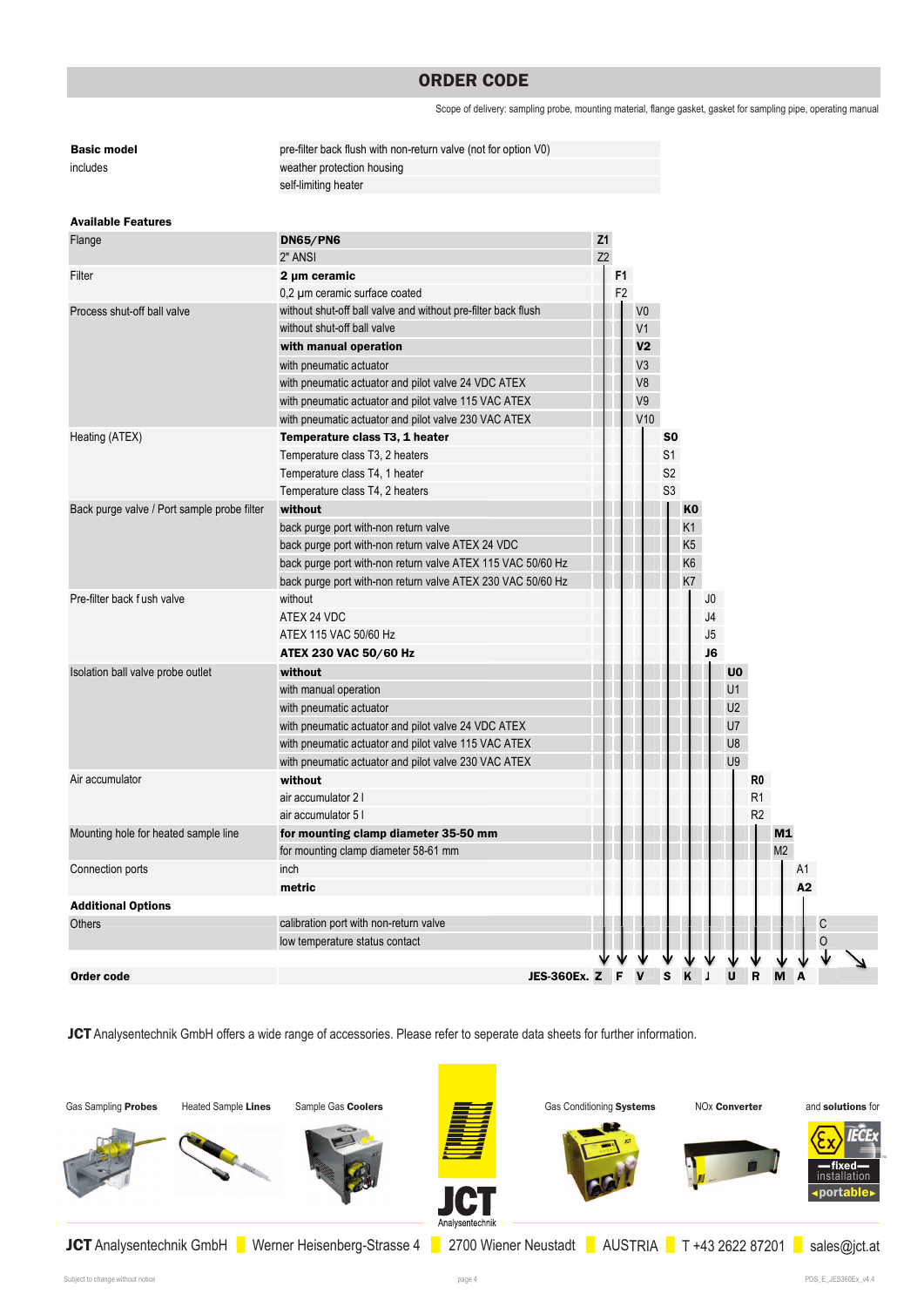## ORDER CODE

Scope of delivery: sampling probe, mounting material, flange gasket, gasket for sampling pipe, operating manual

| | |
|---|---|
| **Basic model** | pre-filter back flush with non-return valve (not for option V0) |
| includes | weather protection housing |
| | self-limiting heater |

**Available Features**

| | | |
|---|---|---|
| Flange | **DN65/PN6** | **Z1** |
| | 2" ANSI | Z2 |
| Filter | **2 µm ceramic** | **F1** |
| | 0,2 µm ceramic surface coated | F2 |
| Process shut-off ball valve | without shut-off ball valve and without pre-filter back flush | V0 |
| | without shut-off ball valve | V1 |
| | **with manual operation** | **V2** |
| | with pneumatic actuator | V3 |
| | with pneumatic actuator and pilot valve 24 VDC ATEX | V8 |
| | with pneumatic actuator and pilot valve 115 VAC ATEX | V9 |
| | with pneumatic actuator and pilot valve 230 VAC ATEX | V10 |
| Heating (ATEX) | **Temperature class T3, 1 heater** | **S0** |
| | Temperature class T3, 2 heaters | S1 |
| | Temperature class T4, 1 heater | S2 |
| | Temperature class T4, 2 heaters | S3 |
| Back purge valve / Port sample probe filter | **without** | **K0** |
| | back purge port with-non return valve | K1 |
| | back purge port with-non return valve ATEX 24 VDC | K5 |
| | back purge port with-non return valve ATEX 115 VAC 50/60 Hz | K6 |
| | back purge port with-non return valve ATEX 230 VAC 50/60 Hz | K7 |
| Pre-filter back fush valve | without | J0 |
| | ATEX 24 VDC | J4 |
| | ATEX 115 VAC 50/60 Hz | J5 |
| | **ATEX 230 VAC 50/60 Hz** | **J6** |
| Isolation ball valve probe outlet | **without** | **U0** |
| | with manual operation | U1 |
| | with pneumatic actuator | U2 |
| | with pneumatic actuator and pilot valve 24 VDC ATEX | U7 |
| | with pneumatic actuator and pilot valve 115 VAC ATEX | U8 |
| | with pneumatic actuator and pilot valve 230 VAC ATEX | U9 |
| Air accumulator | **without** | **R0** |
| | air accumulator 2 l | R1 |
| | air accumulator 5 l | R2 |
| Mounting hole for heated sample line | **for mounting clamp diameter 35-50 mm** | **M1** |
| | for mounting clamp diameter 58-61 mm | M2 |
| Connection ports | inch | A1 |
| | **metric** | **A2** |
| **Additional Options** | | |
| Others | calibration port with non-return valve | C |
| | low temperature status contact | O |

**Order code** — JES-360Ex. Z F V S K J U R M A

**JCT** Analysentechnik GmbH offers a wide range of accessories. Please refer to seperate data sheets for further information.

Gas Sampling **Probes** — Heated Sample **Lines** — Sample Gas **Coolers** — Gas Conditioning **Systems** — NOx **Converter** — and **solutions** for fixed installation / portable

**JCT** Analysentechnik GmbH | Werner Heisenberg-Strasse 4 | 2700 Wiener Neustadt | AUSTRIA | T +43 2622 87201 | sales@jct.at

Subject to change without notice — PDS_E_JES360Ex_v4.4